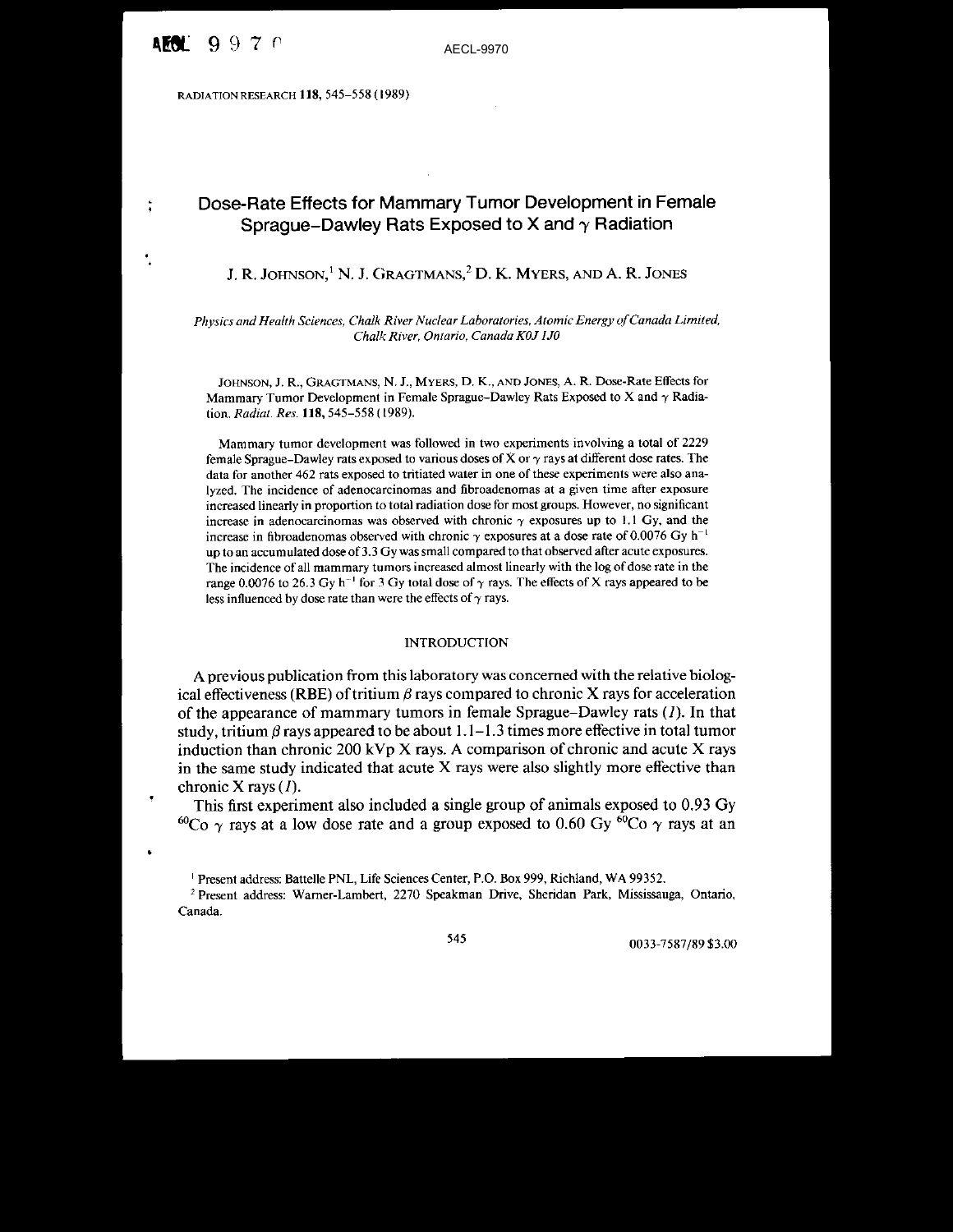AECL-9970

# Dose-Rate Effects for Mammary Tumor Development in Female Sprague–Dawley Rats Exposed to X and $\gamma$ Radiation

J. R. Johnson,[1] N. J. Gragtmans,[2] D. K. Myers, and A. R. Jones

*Physics and Health Sciences, Chalk River Nuclear Laboratories, Atomic Energy of Canada Limited, Chalk River, Ontario, Canada K0J 1J0*

Johnson, J. R., Gragtmans, N. J., Myers, D. K., and Jones, A. R. Dose-Rate Effects for Mammary Tumor Development in Female Sprague–Dawley Rats Exposed to X and $\gamma$ Radiation. *Radiat. Res.* **118,** 545–558 (1989).

Mammary tumor development was followed in two experiments involving a total of 2229 female Sprague–Dawley rats exposed to various doses of X or $\gamma$ rays at different dose rates. The data for another 462 rats exposed to tritiated water in one of these experiments were also analyzed. The incidence of adenocarcinomas and fibroadenomas at a given time after exposure increased linearly in proportion to total radiation dose for most groups. However, no significant increase in adenocarcinomas was observed with chronic $\gamma$ exposures up to 1.1 Gy, and the increase in fibroadenomas observed with chronic $\gamma$ exposures at a dose rate of 0.0076 Gy $h^{-1}$ up to an accumulated dose of 3.3 Gy was small compared to that observed after acute exposures. The incidence of all mammary tumors increased almost linearly with the log of dose rate in the range 0.0076 to 26.3 Gy $h^{-1}$ for 3 Gy total dose of $\gamma$ rays. The effects of X rays appeared to be less influenced by dose rate than were the effects of $\gamma$ rays.

## INTRODUCTION

A previous publication from this laboratory was concerned with the relative biological effectiveness (RBE) of tritium $\beta$ rays compared to chronic X rays for acceleration of the appearance of mammary tumors in female Sprague–Dawley rats (1). In that study, tritium $\beta$ rays appeared to be about 1.1–1.3 times more effective in total tumor induction than chronic 200 kVp X rays. A comparison of chronic and acute X rays in the same study indicated that acute X rays were also slightly more effective than chronic X rays (1).

This first experiment also included a single group of animals exposed to 0.93 Gy $^{60}Co$ $\gamma$ rays at a low dose rate and a group exposed to 0.60 Gy $^{60}Co$ $\gamma$ rays at an

[1] Present address: Battelle PNL, Life Sciences Center, P.O. Box 999, Richland, WA 99352.

[2] Present address: Warner-Lambert, 2270 Speakman Drive, Sheridan Park, Mississauga, Ontario, Canada.

0033-7587/89 $3.00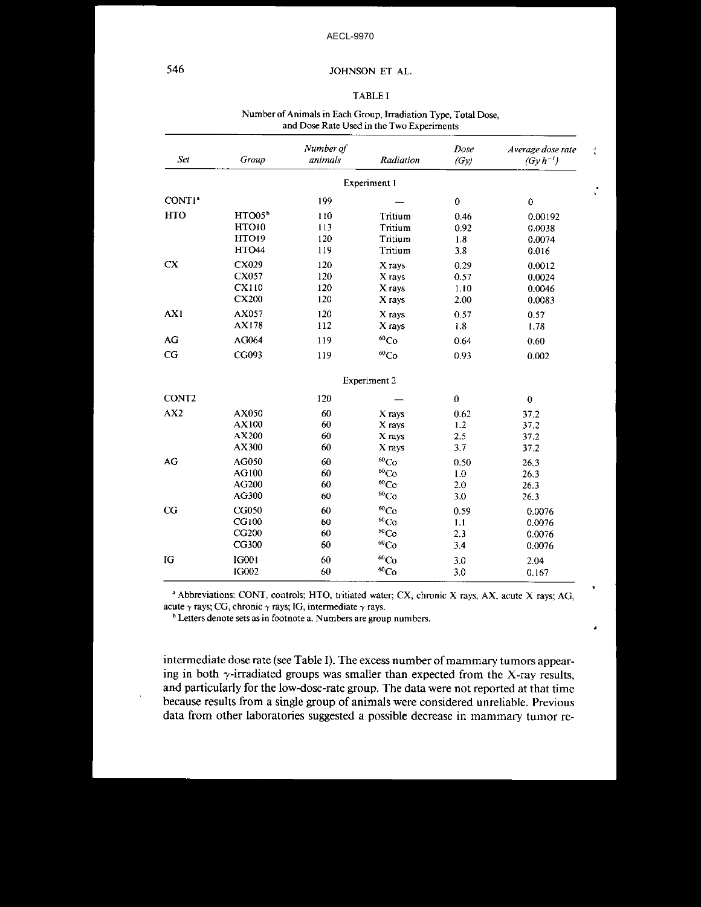## TABLE I

Number of Animals in Each Group, Irradiation Type, Total Dose, and Dose Rate Used in the Two Experiments

| *Set* | *Group* | *Number of animals* | *Radiation* | *Dose (Gy)* | *Average dose rate* ($Gy\,h^{-1}$) |
|---|---|---|---|---|---|
| | | | Experiment 1 | | |
| CONT1[a] | | 199 | — | 0 | 0 |
| HTO | HTO05[b] | 110 | Tritium | 0.46 | 0.00192 |
| | HTO10 | 113 | Tritium | 0.92 | 0.0038 |
| | HTO19 | 120 | Tritium | 1.8 | 0.0074 |
| | HTO44 | 119 | Tritium | 3.8 | 0.016 |
| CX | CX029 | 120 | X rays | 0.29 | 0.0012 |
| | CX057 | 120 | X rays | 0.57 | 0.0024 |
| | CX110 | 120 | X rays | 1.10 | 0.0046 |
| | CX200 | 120 | X rays | 2.00 | 0.0083 |
| AX1 | AX057 | 120 | X rays | 0.57 | 0.57 |
| | AX178 | 112 | X rays | 1.8 | 1.78 |
| AG | AG064 | 119 | $^{60}Co$ | 0.64 | 0.60 |
| CG | CG093 | 119 | $^{60}Co$ | 0.93 | 0.002 |
| | | | Experiment 2 | | |
| CONT2 | | 120 | — | 0 | 0 |
| AX2 | AX050 | 60 | X rays | 0.62 | 37.2 |
| | AX100 | 60 | X rays | 1.2 | 37.2 |
| | AX200 | 60 | X rays | 2.5 | 37.2 |
| | AX300 | 60 | X rays | 3.7 | 37.2 |
| AG | AG050 | 60 | $^{60}Co$ | 0.50 | 26.3 |
| | AG100 | 60 | $^{60}Co$ | 1.0 | 26.3 |
| | AG200 | 60 | $^{60}Co$ | 2.0 | 26.3 |
| | AG300 | 60 | $^{60}Co$ | 3.0 | 26.3 |
| CG | CG050 | 60 | $^{60}Co$ | 0.59 | 0.0076 |
| | CG100 | 60 | $^{60}Co$ | 1.1 | 0.0076 |
| | CG200 | 60 | $^{60}Co$ | 2.3 | 0.0076 |
| | CG300 | 60 | $^{60}Co$ | 3.4 | 0.0076 |
| IG | IG001 | 60 | $^{60}Co$ | 3.0 | 2.04 |
| | IG002 | 60 | $^{60}Co$ | 3.0 | 0.167 |

[a] Abbreviations: CONT, controls; HTO, tritiated water; CX, chronic X rays, AX, acute X rays; AG, acute $\gamma$ rays; CG, chronic $\gamma$ rays; IG, intermediate $\gamma$ rays.

[b] Letters denote sets as in footnote a. Numbers are group numbers.

intermediate dose rate (see Table I). The excess number of mammary tumors appearing in both $\gamma$-irradiated groups was smaller than expected from the X-ray results, and particularly for the low-dose-rate group. The data were not reported at that time because results from a single group of animals were considered unreliable. Previous data from other laboratories suggested a possible decrease in mammary tumor re-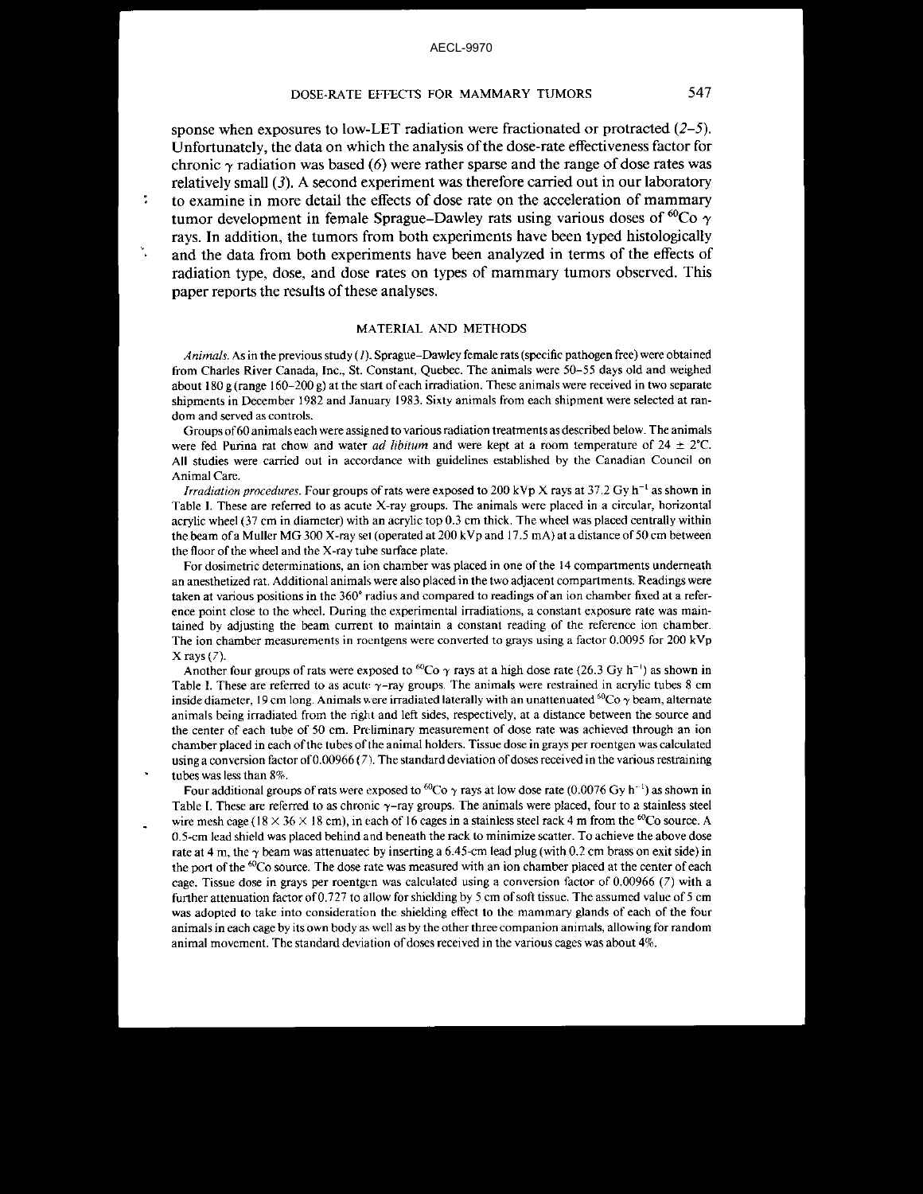sponse when exposures to low-LET radiation were fractionated or protracted (*2–5*). Unfortunately, the data on which the analysis of the dose-rate effectiveness factor for chronic γ radiation was based (*6*) were rather sparse and the range of dose rates was relatively small (*3*). A second experiment was therefore carried out in our laboratory to examine in more detail the effects of dose rate on the acceleration of mammary tumor development in female Sprague–Dawley rats using various doses of $^{60}$Co γ rays. In addition, the tumors from both experiments have been typed histologically and the data from both experiments have been analyzed in terms of the effects of radiation type, dose, and dose rates on types of mammary tumors observed. This paper reports the results of these analyses.

## MATERIAL AND METHODS

*Animals.* As in the previous study (*1*). Sprague–Dawley female rats (specific pathogen free) were obtained from Charles River Canada, Inc., St. Constant, Quebec. The animals were 50–55 days old and weighed about 180 g (range 160–200 g) at the start of each irradiation. These animals were received in two separate shipments in December 1982 and January 1983. Sixty animals from each shipment were selected at random and served as controls.

Groups of 60 animals each were assigned to various radiation treatments as described below. The animals were fed Purina rat chow and water *ad libitum* and were kept at a room temperature of 24 ± 2°C. All studies were carried out in accordance with guidelines established by the Canadian Council on Animal Care.

*Irradiation procedures.* Four groups of rats were exposed to 200 kVp X rays at 37.2 Gy h$^{-1}$ as shown in Table I. These are referred to as acute X-ray groups. The animals were placed in a circular, horizontal acrylic wheel (37 cm in diameter) with an acrylic top 0.3 cm thick. The wheel was placed centrally within the beam of a Muller MG 300 X-ray set (operated at 200 kVp and 17.5 mA) at a distance of 50 cm between the floor of the wheel and the X-ray tube surface plate.

For dosimetric determinations, an ion chamber was placed in one of the 14 compartments underneath an anesthetized rat. Additional animals were also placed in the two adjacent compartments. Readings were taken at various positions in the 360° radius and compared to readings of an ion chamber fixed at a reference point close to the wheel. During the experimental irradiations, a constant exposure rate was maintained by adjusting the beam current to maintain a constant reading of the reference ion chamber. The ion chamber measurements in roentgens were converted to grays using a factor 0.0095 for 200 kVp X rays (*7*).

Another four groups of rats were exposed to $^{60}$Co γ rays at a high dose rate (26.3 Gy h$^{-1}$) as shown in Table I. These are referred to as acute γ-ray groups. The animals were restrained in acrylic tubes 8 cm inside diameter, 19 cm long. Animals were irradiated laterally with an unattenuated $^{60}$Co γ beam, alternate animals being irradiated from the right and left sides, respectively, at a distance between the source and the center of each tube of 50 cm. Preliminary measurement of dose rate was achieved through an ion chamber placed in each of the tubes of the animal holders. Tissue dose in grays per roentgen was calculated using a conversion factor of 0.00966 (*7*). The standard deviation of doses received in the various restraining tubes was less than 8%.

Four additional groups of rats were exposed to $^{60}$Co γ rays at low dose rate (0.0076 Gy h$^{-1}$) as shown in Table I. These are referred to as chronic γ-ray groups. The animals were placed, four to a stainless steel wire mesh cage (18 × 36 × 18 cm), in each of 16 cages in a stainless steel rack 4 m from the $^{60}$Co source. A 0.5-cm lead shield was placed behind and beneath the rack to minimize scatter. To achieve the above dose rate at 4 m, the γ beam was attenuated by inserting a 6.45-cm lead plug (with 0.2 cm brass on exit side) in the port of the $^{60}$Co source. The dose rate was measured with an ion chamber placed at the center of each cage. Tissue dose in grays per roentgen was calculated using a conversion factor of 0.00966 (*7*) with a further attenuation factor of 0.727 to allow for shielding by 5 cm of soft tissue. The assumed value of 5 cm was adopted to take into consideration the shielding effect to the mammary glands of each of the four animals in each cage by its own body as well as by the other three companion animals, allowing for random animal movement. The standard deviation of doses received in the various cages was about 4%.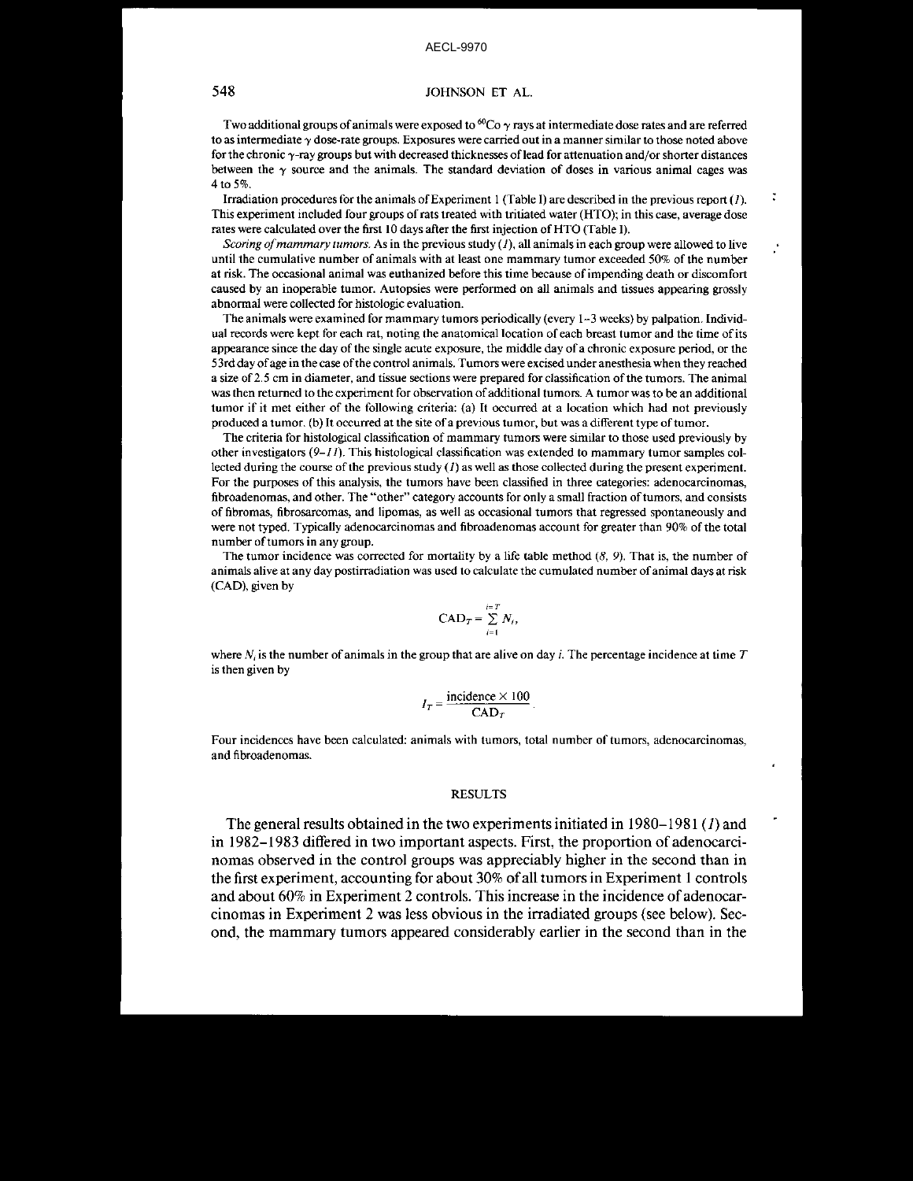Two additional groups of animals were exposed to $^{60}Co$ $\gamma$ rays at intermediate dose rates and are referred to as intermediate $\gamma$ dose-rate groups. Exposures were carried out in a manner similar to those noted above for the chronic $\gamma$-ray groups but with decreased thicknesses of lead for attenuation and/or shorter distances between the $\gamma$ source and the animals. The standard deviation of doses in various animal cages was 4 to 5%.

Irradiation procedures for the animals of Experiment 1 (Table I) are described in the previous report (*1*). This experiment included four groups of rats treated with tritiated water (HTO); in this case, average dose rates were calculated over the first 10 days after the first injection of HTO (Table I).

*Scoring of mammary tumors.* As in the previous study (*1*), all animals in each group were allowed to live until the cumulative number of animals with at least one mammary tumor exceeded 50% of the number at risk. The occasional animal was euthanized before this time because of impending death or discomfort caused by an inoperable tumor. Autopsies were performed on all animals and tissues appearing grossly abnormal were collected for histologic evaluation.

The animals were examined for mammary tumors periodically (every 1–3 weeks) by palpation. Individual records were kept for each rat, noting the anatomical location of each breast tumor and the time of its appearance since the day of the single acute exposure, the middle day of a chronic exposure period, or the 53rd day of age in the case of the control animals. Tumors were excised under anesthesia when they reached a size of 2.5 cm in diameter, and tissue sections were prepared for classification of the tumors. The animal was then returned to the experiment for observation of additional tumors. A tumor was to be an additional tumor if it met either of the following criteria: (a) It occurred at a location which had not previously produced a tumor. (b) It occurred at the site of a previous tumor, but was a different type of tumor.

The criteria for histological classification of mammary tumors were similar to those used previously by other investigators (*9–11*). This histological classification was extended to mammary tumor samples collected during the course of the previous study (*1*) as well as those collected during the present experiment. For the purposes of this analysis, the tumors have been classified in three categories: adenocarcinomas, fibroadenomas, and other. The "other" category accounts for only a small fraction of tumors, and consists of fibromas, fibrosarcomas, and lipomas, as well as occasional tumors that regressed spontaneously and were not typed. Typically adenocarcinomas and fibroadenomas account for greater than 90% of the total number of tumors in any group.

The tumor incidence was corrected for mortality by a life table method (*8, 9*). That is, the number of animals alive at any day postirradiation was used to calculate the cumulated number of animal days at risk (CAD), given by

$$\mathrm{CAD}_T = \sum_{i=1}^{i=T} N_i,$$

where $N_i$ is the number of animals in the group that are alive on day $i$. The percentage incidence at time $T$ is then given by

$$I_T = \frac{\text{incidence} \times 100}{\mathrm{CAD}_T}.$$

Four incidences have been calculated: animals with tumors, total number of tumors, adenocarcinomas, and fibroadenomas.

## RESULTS

The general results obtained in the two experiments initiated in 1980–1981 (*1*) and in 1982–1983 differed in two important aspects. First, the proportion of adenocarcinomas observed in the control groups was appreciably higher in the second than in the first experiment, accounting for about 30% of all tumors in Experiment 1 controls and about 60% in Experiment 2 controls. This increase in the incidence of adenocarcinomas in Experiment 2 was less obvious in the irradiated groups (see below). Second, the mammary tumors appeared considerably earlier in the second than in the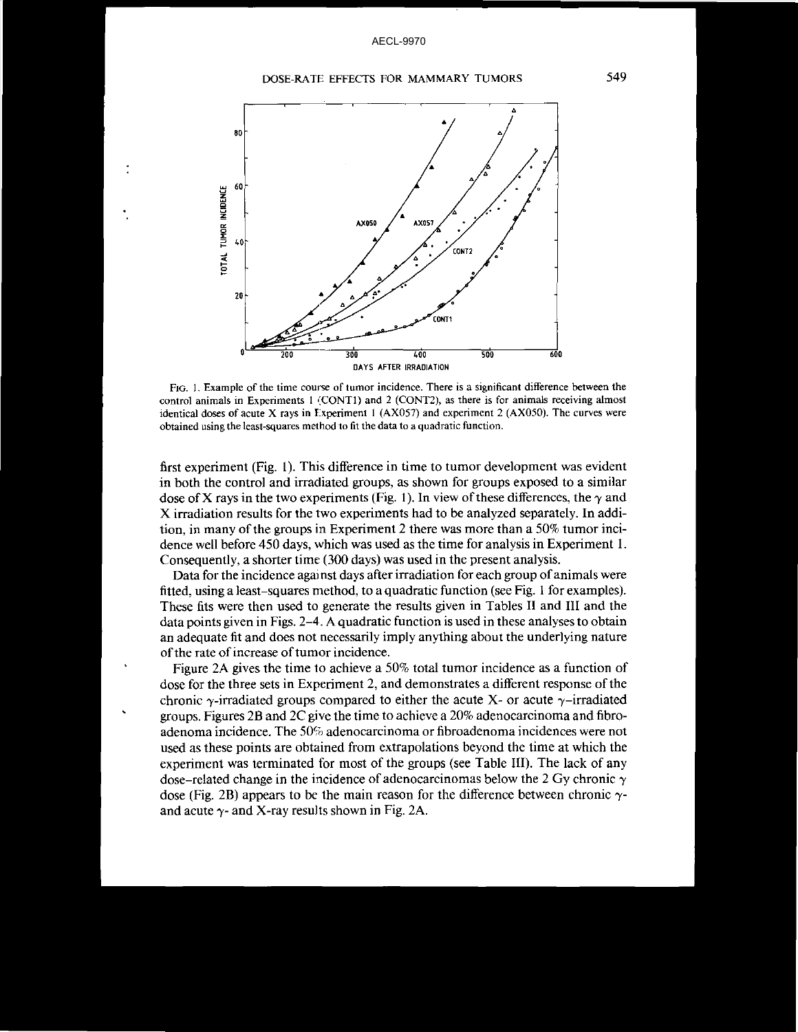FIG. 1. Example of the time course of tumor incidence. There is a significant difference between the control animals in Experiments 1 (CONT1) and 2 (CONT2), as there is for animals receiving almost identical doses of acute X rays in Experiment 1 (AX057) and experiment 2 (AX050). The curves were obtained using the least-squares method to fit the data to a quadratic function.

first experiment (Fig. 1). This difference in time to tumor development was evident in both the control and irradiated groups, as shown for groups exposed to a similar dose of X rays in the two experiments (Fig. 1). In view of these differences, the $\gamma$ and X irradiation results for the two experiments had to be analyzed separately. In addition, in many of the groups in Experiment 2 there was more than a 50% tumor incidence well before 450 days, which was used as the time for analysis in Experiment 1. Consequently, a shorter time (300 days) was used in the present analysis.

Data for the incidence against days after irradiation for each group of animals were fitted, using a least-squares method, to a quadratic function (see Fig. 1 for examples). These fits were then used to generate the results given in Tables II and III and the data points given in Figs. 2–4. A quadratic function is used in these analyses to obtain an adequate fit and does not necessarily imply anything about the underlying nature of the rate of increase of tumor incidence.

Figure 2A gives the time to achieve a 50% total tumor incidence as a function of dose for the three sets in Experiment 2, and demonstrates a different response of the chronic $\gamma$-irradiated groups compared to either the acute X- or acute $\gamma$-irradiated groups. Figures 2B and 2C give the time to achieve a 20% adenocarcinoma and fibroadenoma incidence. The 50% adenocarcinoma or fibroadenoma incidences were not used as these points are obtained from extrapolations beyond the time at which the experiment was terminated for most of the groups (see Table III). The lack of any dose-related change in the incidence of adenocarcinomas below the 2 Gy chronic $\gamma$ dose (Fig. 2B) appears to be the main reason for the difference between chronic $\gamma$- and acute $\gamma$- and X-ray results shown in Fig. 2A.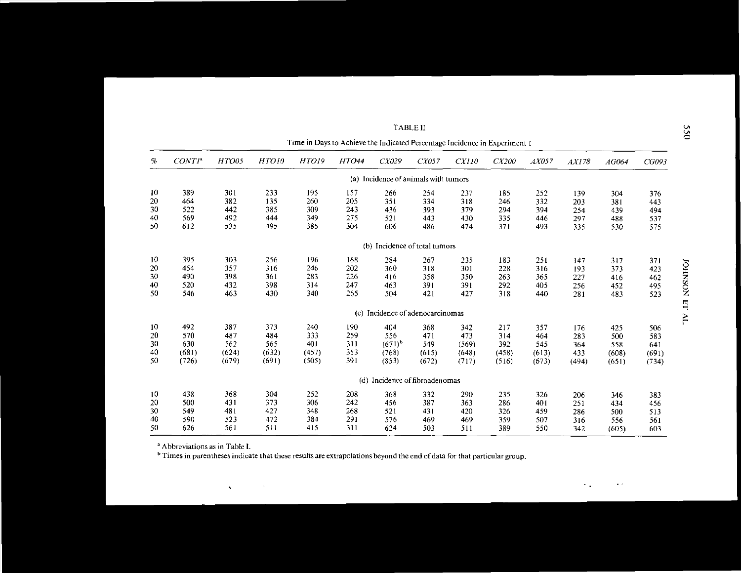TABLE II

Time in Days to Achieve the Indicated Percentage Incidence in Experiment I

| % | *CONT1*[a] | *HTO05* | *HTO10* | *HTO19* | *HTO44* | *CX029* | *CX057* | *CX110* | *CX200* | *AX057* | *AX178* | *AG064* | *CG093* |
|---|---|---|---|---|---|---|---|---|---|---|---|---|---|
| | | | | | | (a) Incidence of animals with tumors | | | | | | | |
| 10 | 389 | 301 | 233 | 195 | 157 | 266 | 254 | 237 | 185 | 252 | 139 | 304 | 376 |
| 20 | 464 | 382 | 135 | 260 | 205 | 351 | 334 | 318 | 246 | 332 | 203 | 381 | 443 |
| 30 | 522 | 442 | 385 | 309 | 243 | 436 | 393 | 379 | 294 | 394 | 254 | 439 | 494 |
| 40 | 569 | 492 | 444 | 349 | 275 | 521 | 443 | 430 | 335 | 446 | 297 | 488 | 537 |
| 50 | 612 | 535 | 495 | 385 | 304 | 606 | 486 | 474 | 371 | 493 | 335 | 530 | 575 |
| | | | | | | (b) Incidence of total tumors | | | | | | | |
| 10 | 395 | 303 | 256 | 196 | 168 | 284 | 267 | 235 | 183 | 251 | 147 | 317 | 371 |
| 20 | 454 | 357 | 316 | 246 | 202 | 360 | 318 | 301 | 228 | 316 | 193 | 373 | 423 |
| 30 | 490 | 398 | 361 | 283 | 226 | 416 | 358 | 350 | 263 | 365 | 227 | 416 | 462 |
| 40 | 520 | 432 | 398 | 314 | 247 | 463 | 391 | 391 | 292 | 405 | 256 | 452 | 495 |
| 50 | 546 | 463 | 430 | 340 | 265 | 504 | 421 | 427 | 318 | 440 | 281 | 483 | 523 |
| | | | | | | (c) Incidence of adenocarcinomas | | | | | | | |
| 10 | 492 | 387 | 373 | 240 | 190 | 404 | 368 | 342 | 217 | 357 | 176 | 425 | 506 |
| 20 | 570 | 487 | 484 | 333 | 259 | 556 | 471 | 473 | 314 | 464 | 283 | 500 | 583 |
| 30 | 630 | 562 | 565 | 401 | 311 | (671)[b] | 549 | (569) | 392 | 545 | 364 | 558 | 641 |
| 40 | (681) | (624) | (632) | (457) | 353 | (768) | (615) | (648) | (458) | (613) | 433 | (608) | (691) |
| 50 | (726) | (679) | (691) | (505) | 391 | (853) | (672) | (717) | (516) | (673) | (494) | (651) | (734) |
| | | | | | | (d) Incidence of fibroadenomas | | | | | | | |
| 10 | 438 | 368 | 304 | 252 | 208 | 368 | 332 | 290 | 235 | 326 | 206 | 346 | 383 |
| 20 | 500 | 431 | 373 | 306 | 242 | 456 | 387 | 363 | 286 | 401 | 251 | 434 | 456 |
| 30 | 549 | 481 | 427 | 348 | 268 | 521 | 431 | 420 | 326 | 459 | 286 | 500 | 513 |
| 40 | 590 | 523 | 472 | 384 | 291 | 576 | 469 | 469 | 359 | 507 | 316 | 556 | 561 |
| 50 | 626 | 561 | 511 | 415 | 311 | 624 | 503 | 511 | 389 | 550 | 342 | (605) | 603 |

[a] Abbreviations as in Table I.

[b] Times in parentheses indicate that these results are extrapolations beyond the end of data for that particular group.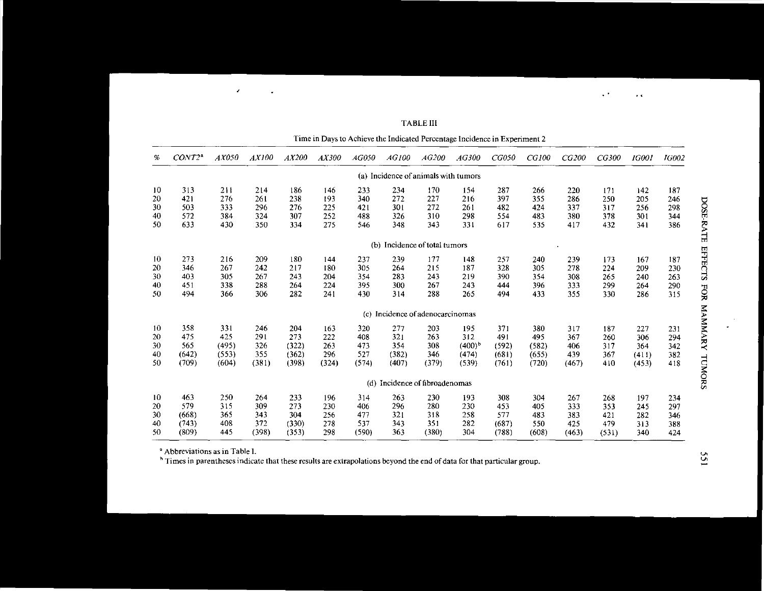TABLE III

Time in Days to Achieve the Indicated Percentage Incidence in Experiment 2

| % | *CONT2*[a] | *AX050* | *AX100* | *AX200* | *AX300* | *AG050* | *AG100* | *AG200* | *AG300* | *CG050* | *CG100* | *CG200* | *CG300* | *IG001* | *IG002* |
|---|---|---|---|---|---|---|---|---|---|---|---|---|---|---|---|
| (a) Incidence of animals with tumors | | | | | | | | | | | | | | | |
| 10 | 313 | 211 | 214 | 186 | 146 | 233 | 234 | 170 | 154 | 287 | 266 | 220 | 171 | 142 | 187 |
| 20 | 421 | 276 | 261 | 238 | 193 | 340 | 272 | 227 | 216 | 397 | 355 | 286 | 250 | 205 | 246 |
| 30 | 503 | 333 | 296 | 276 | 225 | 421 | 301 | 272 | 261 | 482 | 424 | 337 | 317 | 256 | 298 |
| 40 | 572 | 384 | 324 | 307 | 252 | 488 | 326 | 310 | 298 | 554 | 483 | 380 | 378 | 301 | 344 |
| 50 | 633 | 430 | 350 | 334 | 275 | 546 | 348 | 343 | 331 | 617 | 535 | 417 | 432 | 341 | 386 |
| (b) Incidence of total tumors | | | | | | | | | | | | | | | |
| 10 | 273 | 216 | 209 | 180 | 144 | 237 | 239 | 177 | 148 | 257 | 240 | 239 | 173 | 167 | 187 |
| 20 | 346 | 267 | 242 | 217 | 180 | 305 | 264 | 215 | 187 | 328 | 305 | 278 | 224 | 209 | 230 |
| 30 | 403 | 305 | 267 | 243 | 204 | 354 | 283 | 243 | 219 | 390 | 354 | 308 | 265 | 240 | 263 |
| 40 | 451 | 338 | 288 | 264 | 224 | 395 | 300 | 267 | 243 | 444 | 396 | 333 | 299 | 264 | 290 |
| 50 | 494 | 366 | 306 | 282 | 241 | 430 | 314 | 288 | 265 | 494 | 433 | 355 | 330 | 286 | 315 |
| (c) Incidence of adenocarcinomas | | | | | | | | | | | | | | | |
| 10 | 358 | 331 | 246 | 204 | 163 | 320 | 277 | 203 | 195 | 371 | 380 | 317 | 187 | 227 | 231 |
| 20 | 475 | 425 | 291 | 273 | 222 | 408 | 321 | 263 | 312 | 491 | 495 | 367 | 260 | 306 | 294 |
| 30 | 565 | (495) | 326 | (322) | 263 | 473 | 354 | 308 | (400)[b] | (592) | (582) | 406 | 317 | 364 | 342 |
| 40 | (642) | (553) | 355 | (362) | 296 | 527 | (382) | 346 | (474) | (681) | (655) | 439 | 367 | (411) | 382 |
| 50 | (709) | (604) | (381) | (398) | (324) | (574) | (407) | (379) | (539) | (761) | (720) | (467) | 410 | (453) | 418 |
| (d) Incidence of fibroadenomas | | | | | | | | | | | | | | | |
| 10 | 463 | 250 | 264 | 233 | 196 | 314 | 263 | 230 | 193 | 308 | 304 | 267 | 268 | 197 | 234 |
| 20 | 579 | 315 | 309 | 273 | 230 | 406 | 296 | 280 | 230 | 453 | 405 | 333 | 353 | 245 | 297 |
| 30 | (668) | 365 | 343 | 304 | 256 | 477 | 321 | 318 | 258 | 577 | 483 | 383 | 421 | 282 | 346 |
| 40 | (743) | 408 | 372 | (330) | 278 | 537 | 343 | 351 | 282 | (687) | 550 | 425 | 479 | 313 | 388 |
| 50 | (809) | 445 | (398) | (353) | 298 | (590) | 363 | (380) | 304 | (788) | (608) | (463) | (531) | 340 | 424 |

[a] Abbreviations as in Table I.

[b] Times in parentheses indicate that these results are extrapolations beyond the end of data for that particular group.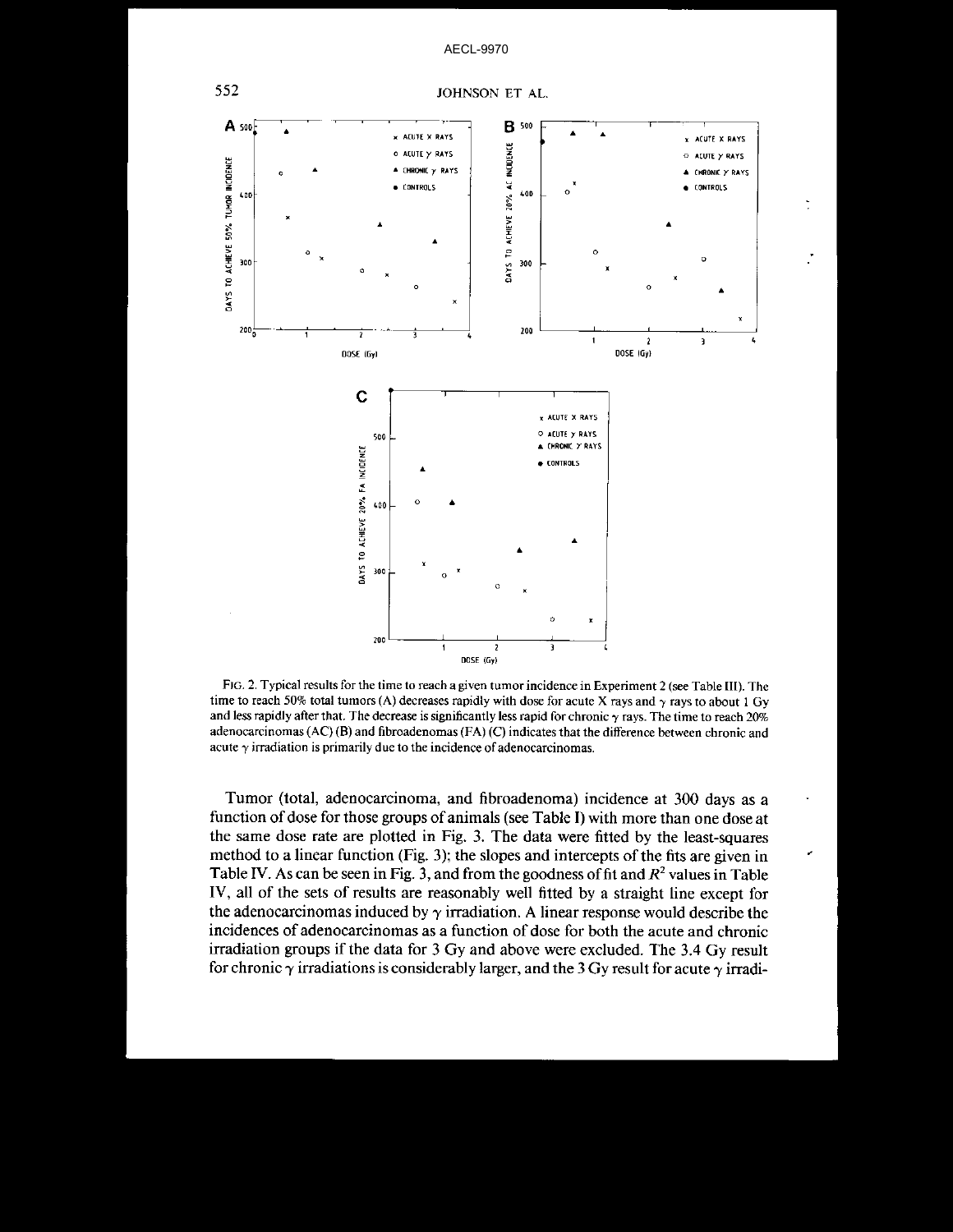FIG. 2. Typical results for the time to reach a given tumor incidence in Experiment 2 (see Table III). The time to reach 50% total tumors (A) decreases rapidly with dose for acute X rays and $\gamma$ rays to about 1 Gy and less rapidly after that. The decrease is significantly less rapid for chronic $\gamma$ rays. The time to reach 20% adenocarcinomas (AC) (B) and fibroadenomas (FA) (C) indicates that the difference between chronic and acute $\gamma$ irradiation is primarily due to the incidence of adenocarcinomas.

Tumor (total, adenocarcinoma, and fibroadenoma) incidence at 300 days as a function of dose for those groups of animals (see Table I) with more than one dose at the same dose rate are plotted in Fig. 3. The data were fitted by the least-squares method to a linear function (Fig. 3); the slopes and intercepts of the fits are given in Table IV. As can be seen in Fig. 3, and from the goodness of fit and $R^2$ values in Table IV, all of the sets of results are reasonably well fitted by a straight line except for the adenocarcinomas induced by $\gamma$ irradiation. A linear response would describe the incidences of adenocarcinomas as a function of dose for both the acute and chronic irradiation groups if the data for 3 Gy and above were excluded. The 3.4 Gy result for chronic $\gamma$ irradiations is considerably larger, and the 3 Gy result for acute $\gamma$ irradi-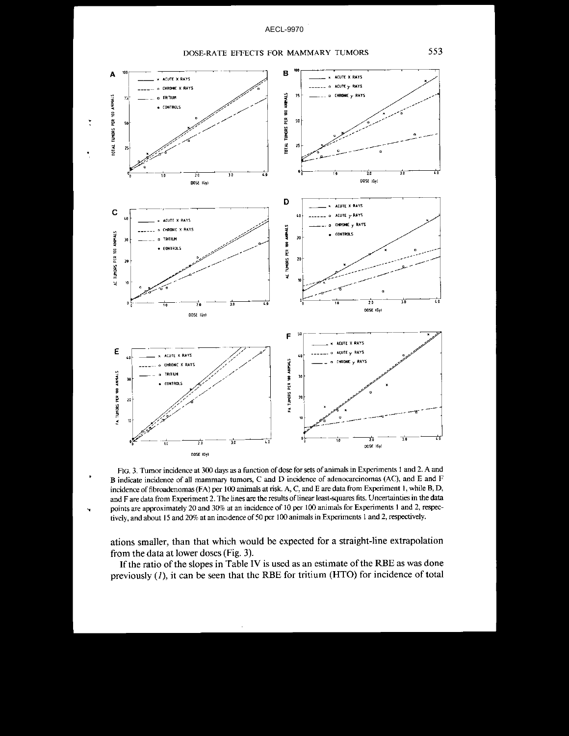FIG. 3. Tumor incidence at 300 days as a function of dose for sets of animals in Experiments 1 and 2. A and B indicate incidence of all mammary tumors, C and D incidence of adenocarcinomas (AC), and E and F incidence of fibroadenomas (FA) per 100 animals at risk. A, C, and E are data from Experiment 1, while B, D, and F are data from Experiment 2. The lines are the results of linear least-squares fits. Uncertainties in the data points are approximately 20 and 30% at an incidence of 10 per 100 animals for Experiments 1 and 2, respectively, and about 15 and 20% at an incidence of 50 per 100 animals in Experiments 1 and 2, respectively.

ations smaller, than that which would be expected for a straight-line extrapolation from the data at lower doses (Fig. 3).

If the ratio of the slopes in Table IV is used as an estimate of the RBE as was done previously (*1*), it can be seen that the RBE for tritium (HTO) for incidence of total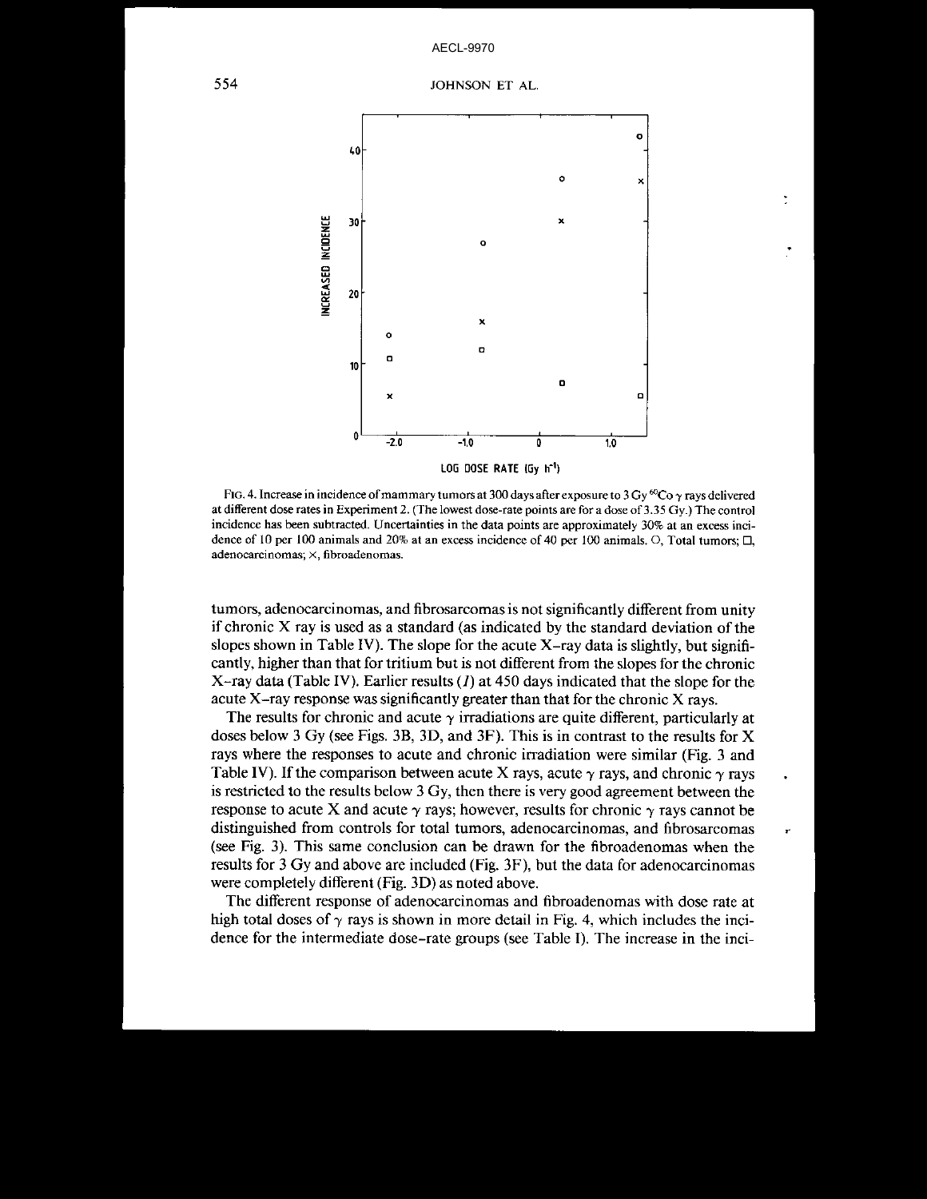FIG. 4. Increase in incidence of mammary tumors at 300 days after exposure to 3 Gy $^{60}Co$ $\gamma$ rays delivered at different dose rates in Experiment 2. (The lowest dose-rate points are for a dose of 3.35 Gy.) The control incidence has been subtracted. Uncertainties in the data points are approximately 30% at an excess incidence of 10 per 100 animals and 20% at an excess incidence of 40 per 100 animals. ○, Total tumors; □, adenocarcinomas; ×, fibroadenomas.

tumors, adenocarcinomas, and fibrosarcomas is not significantly different from unity if chronic X ray is used as a standard (as indicated by the standard deviation of the slopes shown in Table IV). The slope for the acute X-ray data is slightly, but significantly, higher than that for tritium but is not different from the slopes for the chronic X-ray data (Table IV). Earlier results (*1*) at 450 days indicated that the slope for the acute X-ray response was significantly greater than that for the chronic X rays.

The results for chronic and acute $\gamma$ irradiations are quite different, particularly at doses below 3 Gy (see Figs. 3B, 3D, and 3F). This is in contrast to the results for X rays where the responses to acute and chronic irradiation were similar (Fig. 3 and Table IV). If the comparison between acute X rays, acute $\gamma$ rays, and chronic $\gamma$ rays is restricted to the results below 3 Gy, then there is very good agreement between the response to acute X and acute $\gamma$ rays; however, results for chronic $\gamma$ rays cannot be distinguished from controls for total tumors, adenocarcinomas, and fibrosarcomas (see Fig. 3). This same conclusion can be drawn for the fibroadenomas when the results for 3 Gy and above are included (Fig. 3F), but the data for adenocarcinomas were completely different (Fig. 3D) as noted above.

The different response of adenocarcinomas and fibroadenomas with dose rate at high total doses of $\gamma$ rays is shown in more detail in Fig. 4, which includes the incidence for the intermediate dose-rate groups (see Table I). The increase in the inci-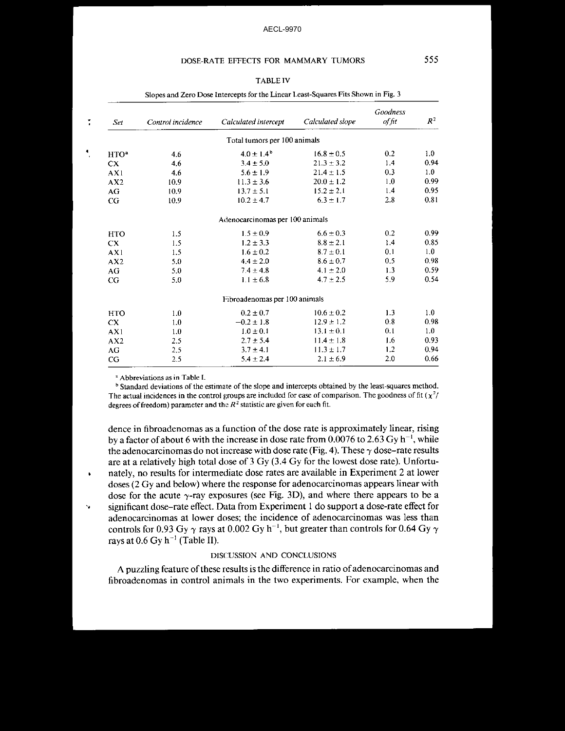TABLE IV

Slopes and Zero Dose Intercepts for the Linear Least-Squares Fits Shown in Fig. 3

| Set | Control incidence | Calculated intercept | Calculated slope | Goodness of fit | $R^2$ |
|---|---|---|---|---|---|
| | | Total tumors per 100 animals | | | |
| HTO[a] | 4.6 | $4.0 \pm 1.4$[b] | $16.8 \pm 0.5$ | 0.2 | 1.0 |
| CX | 4.6 | $3.4 \pm 5.0$ | $21.3 \pm 3.2$ | 1.4 | 0.94 |
| AX1 | 4.6 | $5.6 \pm 1.9$ | $21.4 \pm 1.5$ | 0.3 | 1.0 |
| AX2 | 10.9 | $11.3 \pm 3.6$ | $20.0 \pm 1.2$ | 1.0 | 0.99 |
| AG | 10.9 | $13.7 \pm 5.1$ | $15.2 \pm 2.1$ | 1.4 | 0.95 |
| CG | 10.9 | $10.2 \pm 4.7$ | $6.3 \pm 1.7$ | 2.8 | 0.81 |
| | | Adenocarcinomas per 100 animals | | | |
| HTO | 1.5 | $1.5 \pm 0.9$ | $6.6 \pm 0.3$ | 0.2 | 0.99 |
| CX | 1.5 | $1.2 \pm 3.3$ | $8.8 \pm 2.1$ | 1.4 | 0.85 |
| AX1 | 1.5 | $1.6 \pm 0.2$ | $8.7 \pm 0.1$ | 0.1 | 1.0 |
| AX2 | 5.0 | $4.4 \pm 2.0$ | $8.6 \pm 0.7$ | 0.5 | 0.98 |
| AG | 5.0 | $7.4 \pm 4.8$ | $4.1 \pm 2.0$ | 1.3 | 0.59 |
| CG | 5.0 | $1.1 \pm 6.8$ | $4.7 \pm 2.5$ | 5.9 | 0.54 |
| | | Fibroadenomas per 100 animals | | | |
| HTO | 1.0 | $0.2 \pm 0.7$ | $10.6 \pm 0.2$ | 1.3 | 1.0 |
| CX | 1.0 | $-0.2 \pm 1.8$ | $12.9 \pm 1.2$ | 0.8 | 0.98 |
| AX1 | 1.0 | $1.0 \pm 0.1$ | $13.1 \pm 0.1$ | 0.1 | 1.0 |
| AX2 | 2.5 | $2.7 \pm 5.4$ | $11.4 \pm 1.8$ | 1.6 | 0.93 |
| AG | 2.5 | $3.7 \pm 4.1$ | $11.3 \pm 1.7$ | 1.2 | 0.94 |
| CG | 2.5 | $5.4 \pm 2.4$ | $2.1 \pm 6.9$ | 2.0 | 0.66 |

[a] Abbreviations as in Table I.

[b] Standard deviations of the estimate of the slope and intercepts obtained by the least-squares method. The actual incidences in the control groups are included for ease of comparison. The goodness of fit ($\chi^2$/degrees of freedom) parameter and the $R^2$ statistic are given for each fit.

dence in fibroadenomas as a function of the dose rate is approximately linear, rising by a factor of about 6 with the increase in dose rate from 0.0076 to 2.63 Gy $h^{-1}$, while the adenocarcinomas do not increase with dose rate (Fig. 4). These $\gamma$ dose–rate results are at a relatively high total dose of 3 Gy (3.4 Gy for the lowest dose rate). Unfortunately, no results for intermediate dose rates are available in Experiment 2 at lower doses (2 Gy and below) where the response for adenocarcinomas appears linear with dose for the acute $\gamma$-ray exposures (see Fig. 3D), and where there appears to be a significant dose-rate effect. Data from Experiment 1 do support a dose-rate effect for adenocarcinomas at lower doses; the incidence of adenocarcinomas was less than controls for 0.93 Gy $\gamma$ rays at 0.002 Gy $h^{-1}$, but greater than controls for 0.64 Gy $\gamma$ rays at 0.6 Gy $h^{-1}$ (Table II).

## DISCUSSION AND CONCLUSIONS

A puzzling feature of these results is the difference in ratio of adenocarcinomas and fibroadenomas in control animals in the two experiments. For example, when the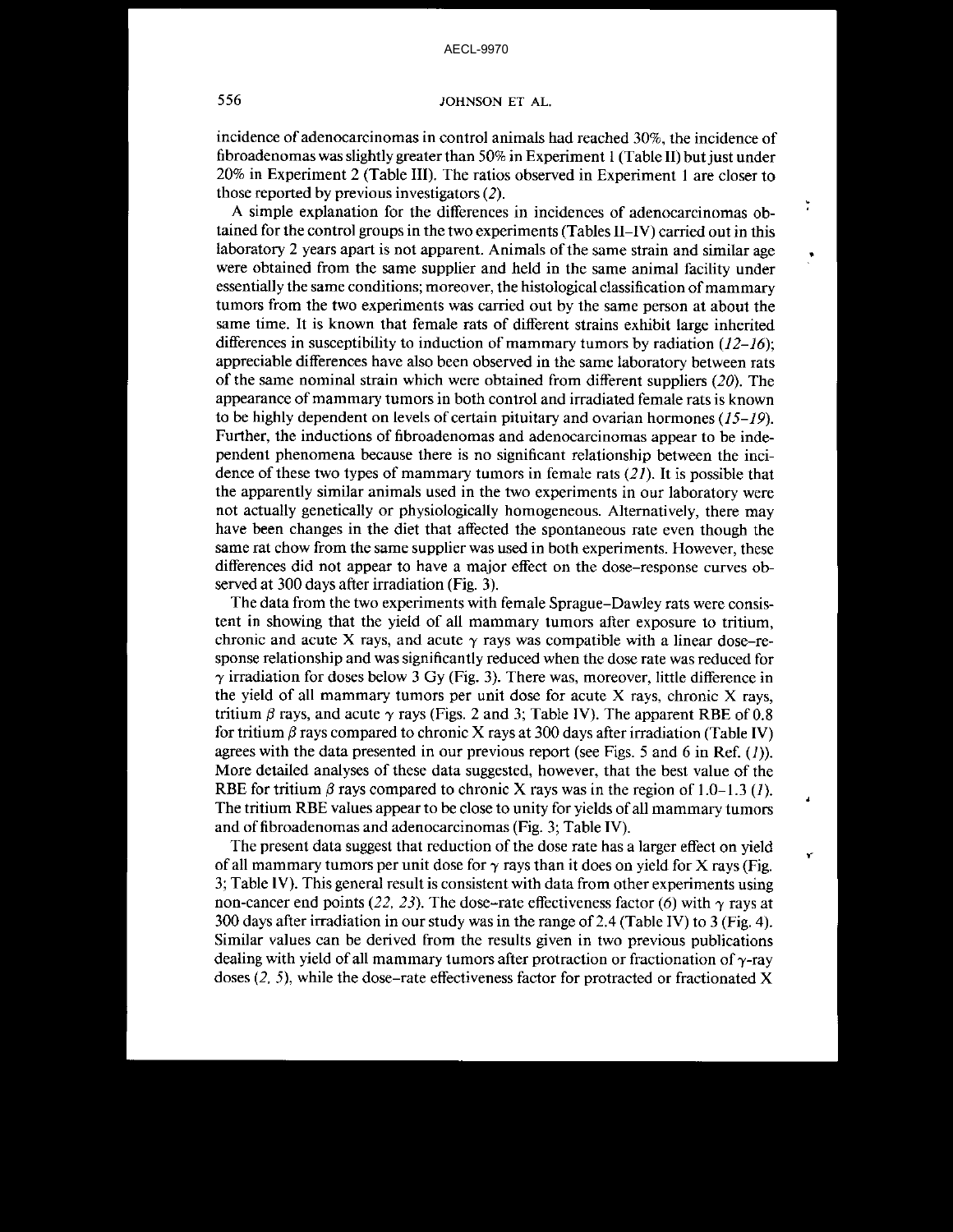incidence of adenocarcinomas in control animals had reached 30%, the incidence of fibroadenomas was slightly greater than 50% in Experiment 1 (Table II) but just under 20% in Experiment 2 (Table III). The ratios observed in Experiment 1 are closer to those reported by previous investigators (*2*).

A simple explanation for the differences in incidences of adenocarcinomas obtained for the control groups in the two experiments (Tables II–IV) carried out in this laboratory 2 years apart is not apparent. Animals of the same strain and similar age were obtained from the same supplier and held in the same animal facility under essentially the same conditions; moreover, the histological classification of mammary tumors from the two experiments was carried out by the same person at about the same time. It is known that female rats of different strains exhibit large inherited differences in susceptibility to induction of mammary tumors by radiation (*12–16*); appreciable differences have also been observed in the same laboratory between rats of the same nominal strain which were obtained from different suppliers (*20*). The appearance of mammary tumors in both control and irradiated female rats is known to be highly dependent on levels of certain pituitary and ovarian hormones (*15–19*). Further, the inductions of fibroadenomas and adenocarcinomas appear to be independent phenomena because there is no significant relationship between the incidence of these two types of mammary tumors in female rats (*21*). It is possible that the apparently similar animals used in the two experiments in our laboratory were not actually genetically or physiologically homogeneous. Alternatively, there may have been changes in the diet that affected the spontaneous rate even though the same rat chow from the same supplier was used in both experiments. However, these differences did not appear to have a major effect on the dose–response curves observed at 300 days after irradiation (Fig. 3).

The data from the two experiments with female Sprague–Dawley rats were consistent in showing that the yield of all mammary tumors after exposure to tritium, chronic and acute X rays, and acute $\gamma$ rays was compatible with a linear dose–response relationship and was significantly reduced when the dose rate was reduced for $\gamma$ irradiation for doses below 3 Gy (Fig. 3). There was, moreover, little difference in the yield of all mammary tumors per unit dose for acute X rays, chronic X rays, tritium $\beta$ rays, and acute $\gamma$ rays (Figs. 2 and 3; Table IV). The apparent RBE of 0.8 for tritium $\beta$ rays compared to chronic X rays at 300 days after irradiation (Table IV) agrees with the data presented in our previous report (see Figs. 5 and 6 in Ref. (*1*)). More detailed analyses of these data suggested, however, that the best value of the RBE for tritium $\beta$ rays compared to chronic X rays was in the region of 1.0–1.3 (*1*). The tritium RBE values appear to be close to unity for yields of all mammary tumors and of fibroadenomas and adenocarcinomas (Fig. 3; Table IV).

The present data suggest that reduction of the dose rate has a larger effect on yield of all mammary tumors per unit dose for $\gamma$ rays than it does on yield for X rays (Fig. 3; Table IV). This general result is consistent with data from other experiments using non-cancer end points (*22, 23*). The dose-rate effectiveness factor (*6*) with $\gamma$ rays at 300 days after irradiation in our study was in the range of 2.4 (Table IV) to 3 (Fig. 4). Similar values can be derived from the results given in two previous publications dealing with yield of all mammary tumors after protraction or fractionation of $\gamma$-ray doses (*2, 5*), while the dose–rate effectiveness factor for protracted or fractionated X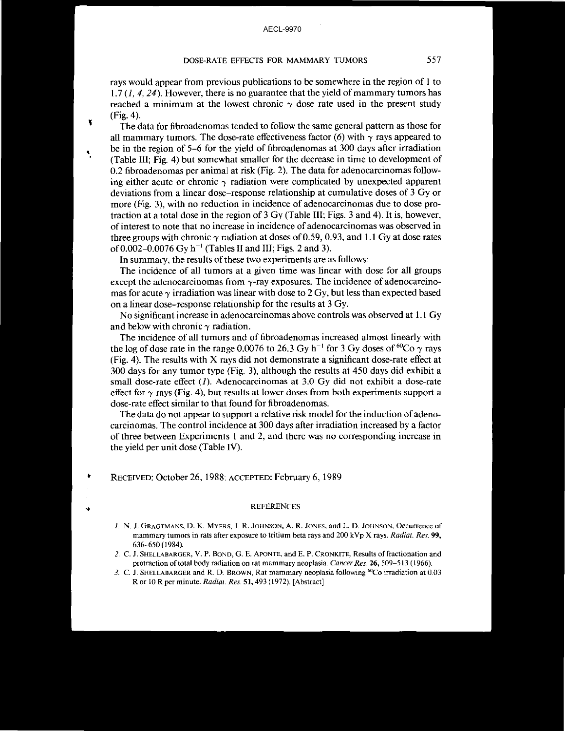rays would appear from previous publications to be somewhere in the region of 1 to 1.7 (*1, 4, 24*). However, there is no guarantee that the yield of mammary tumors has reached a minimum at the lowest chronic $\gamma$ dose rate used in the present study (Fig. 4).

The data for fibroadenomas tended to follow the same general pattern as those for all mammary tumors. The dose-rate effectiveness factor (*6*) with $\gamma$ rays appeared to be in the region of 5–6 for the yield of fibroadenomas at 300 days after irradiation (Table III; Fig. 4) but somewhat smaller for the decrease in time to development of 0.2 fibroadenomas per animal at risk (Fig. 2). The data for adenocarcinomas following either acute or chronic $\gamma$ radiation were complicated by unexpected apparent deviations from a linear dose–response relationship at cumulative doses of 3 Gy or more (Fig. 3), with no reduction in incidence of adenocarcinomas due to dose protraction at a total dose in the region of 3 Gy (Table III; Figs. 3 and 4). It is, however, of interest to note that no increase in incidence of adenocarcinomas was observed in three groups with chronic $\gamma$ radiation at doses of 0.59, 0.93, and 1.1 Gy at dose rates of 0.002–0.0076 Gy $h^{-1}$ (Tables II and III; Figs. 2 and 3).

In summary, the results of these two experiments are as follows:

The incidence of all tumors at a given time was linear with dose for all groups except the adenocarcinomas from $\gamma$-ray exposures. The incidence of adenocarcinomas for acute $\gamma$ irradiation was linear with dose to 2 Gy, but less than expected based on a linear dose–response relationship for the results at 3 Gy.

No significant increase in adenocarcinomas above controls was observed at 1.1 Gy and below with chronic $\gamma$ radiation.

The incidence of all tumors and of fibroadenomas increased almost linearly with the log of dose rate in the range 0.0076 to 26.3 Gy $h^{-1}$ for 3 Gy doses of $^{60}Co$ $\gamma$ rays (Fig. 4). The results with X rays did not demonstrate a significant dose-rate effect at 300 days for any tumor type (Fig. 3), although the results at 450 days did exhibit a small dose-rate effect (*1*). Adenocarcinomas at 3.0 Gy did not exhibit a dose-rate effect for $\gamma$ rays (Fig. 4), but results at lower doses from both experiments support a dose-rate effect similar to that found for fibroadenomas.

The data do not appear to support a relative risk model for the induction of adenocarcinomas. The control incidence at 300 days after irradiation increased by a factor of three between Experiments 1 and 2, and there was no corresponding increase in the yield per unit dose (Table IV).

RECEIVED: October 26, 1988; ACCEPTED: February 6, 1989

## REFERENCES

1. N. J. GRAGTMANS, D. K. MYERS, J. R. JOHNSON, A. R. JONES, and L. D. JOHNSON, Occurrence of mammary tumors in rats after exposure to tritium beta rays and 200 kVp X rays. *Radiat. Res.* **99**, 636–650 (1984).
2. C. J. SHELLABARGER, V. P. BOND, G. E. APONTE, and E. P. CRONKITE, Results of fractionation and protraction of total body radiation on rat mammary neoplasia. *Cancer Res.* **26**, 509–513 (1966).
3. C. J. SHELLABARGER and R. D. BROWN, Rat mammary neoplasia following $^{60}Co$ irradiation at 0.03 R or 10 R per minute. *Radiat. Res.* **51**, 493 (1972). [Abstract]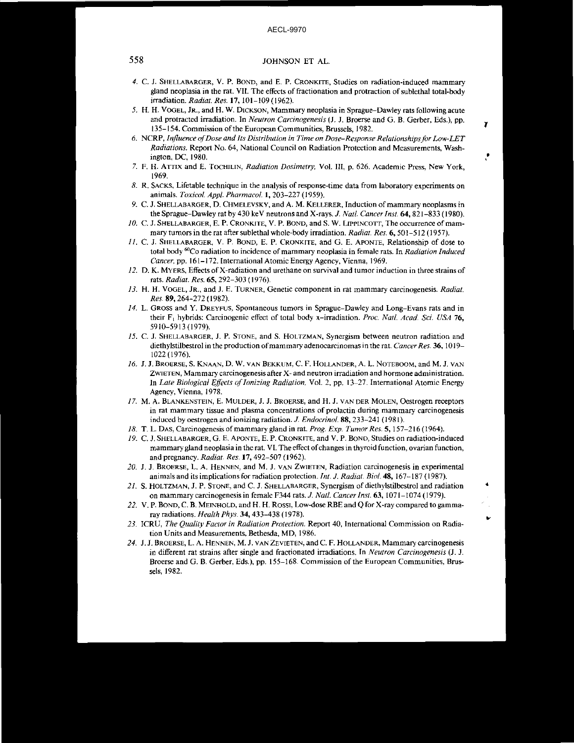4. C. J. Shellabarger, V. P. Bond, and E. P. Cronkite, Studies on radiation-induced mammary gland neoplasia in the rat. VII. The effects of fractionation and protraction of sublethal total-body irradiation. *Radiat. Res.* **17**, 101–109 (1962).
5. H. H. Vogel, Jr., and H. W. Dickson, Mammary neoplasia in Sprague–Dawley rats following acute and protracted irradiation. In *Neutron Carcinogenesis* (J. J. Broerse and G. B. Gerber, Eds.), pp. 135–154. Commission of the European Communities, Brussels, 1982.
6. NCRP, *Influence of Dose and Its Distribution in Time on Dose–Response Relationships for Low-LET Radiations.* Report No. 64, National Council on Radiation Protection and Measurements, Washington, DC, 1980.
7. F. H. Attix and E. Tochilin, *Radiation Dosimetry,* Vol. III, p. 626. Academic Press, New York, 1969.
8. R. Sacks, Lifetable technique in the analysis of response-time data from laboratory experiments on animals. *Toxicol. Appl. Pharmacol.* **1**, 203–227 (1959).
9. C. J. Shellabarger, D. Chmelevsky, and A. M. Kellerer, Induction of mammary neoplasms in the Sprague–Dawley rat by 430 keV neutrons and X-rays. *J. Natl. Cancer Inst.* **64**, 821–833 (1980).
10. C. J. Shellabarger, E. P. Cronkite, V. P. Bond, and S. W. Lippincott, The occurrence of mammary tumors in the rat after sublethal whole-body irradiation. *Radiat. Res.* **6**, 501–512 (1957).
11. C. J. Shellabarger, V. P. Bond, E. P. Cronkite, and G. E. Aponte, Relationship of dose to total body $^{60}$Co radiation to incidence of mammary neoplasia in female rats. In *Radiation Induced Cancer,* pp. 161–172. International Atomic Energy Agency, Vienna, 1969.
12. D. K. Myers, Effects of X-radiation and urethane on survival and tumor induction in three strains of rats. *Radiat. Res.* **65**, 292–303 (1976).
13. H. H. Vogel, Jr., and J. E. Turner, Genetic component in rat mammary carcinogenesis. *Radiat. Res.* **89**, 264–272 (1982).
14. L. Gross and Y. Dreyfus, Spontaneous tumors in Sprague–Dawley and Long–Evans rats and in their $F_1$ hybrids: Carcinogenic effect of total body x-irradiation. *Proc. Natl. Acad. Sci. USA* **76**, 5910–5913 (1979).
15. C. J. Shellabarger, J. P. Stone, and S. Holtzman, Synergism between neutron radiation and diethylstilbestrol in the production of mammary adenocarcinomas in the rat. *Cancer Res.* **36**, 1019–1022 (1976).
16. J. J. Broerse, S. Knaan, D. W. van Bekkum, C. F. Hollander, A. L. Noteboom, and M. J. van Zwieten, Mammary carcinogenesis after X- and neutron irradiation and hormone administration. In *Late Biological Effects of Ionizing Radiation,* Vol. 2, pp. 13–27. International Atomic Energy Agency, Vienna, 1978.
17. M. A. Blankenstein, E. Mulder, J. J. Broerse, and H. J. van der Molen, Oestrogen receptors in rat mammary tissue and plasma concentrations of prolactin during mammary carcinogenesis induced by oestrogen and ionizing radiation. *J. Endocrinol.* **88**, 233–241 (1981).
18. T. L. Das, Carcinogenesis of mammary gland in rat. *Prog. Exp. Tumor Res.* **5**, 157–216 (1964).
19. C. J. Shellabarger, G. E. Aponte, E. P. Cronkite, and V. P. Bond, Studies on radiation-induced mammary gland neoplasia in the rat. VI. The effect of changes in thyroid function, ovarian function, and pregnancy. *Radiat. Res.* **17**, 492–507 (1962).
20. J. J. Broerse, L. A. Hennen, and M. J. van Zwieten, Radiation carcinogenesis in experimental animals and its implications for radiation protection. *Int. J. Radiat. Biol.* **48**, 167–187 (1987).
21. S. Holtzman, J. P. Stone, and C. J. Shellabarger, Synergism of diethylstilbestrol and radiation on mammary carcinogenesis in female F344 rats. *J. Natl. Cancer Inst.* **63**, 1071–1074 (1979).
22. V. P. Bond, C. B. Meinhold, and H. H. Rossi, Low-dose RBE and Q for X-ray compared to gamma-ray radiations. *Health Phys.* **34**, 433–438 (1978).
23. ICRU, *The Quality Factor in Radiation Protection.* Report 40, International Commission on Radiation Units and Measurements, Bethesda, MD, 1986.
24. J. J. Broerse, L. A. Hennen, M. J. van Zevieten, and C. F. Hollander, Mammary carcinogenesis in different rat strains after single and fractionated irradiations. In *Neutron Carcinogenesis* (J. J. Broerse and G. B. Gerber, Eds.), pp. 155–168. Commission of the European Communities, Brussels, 1982.